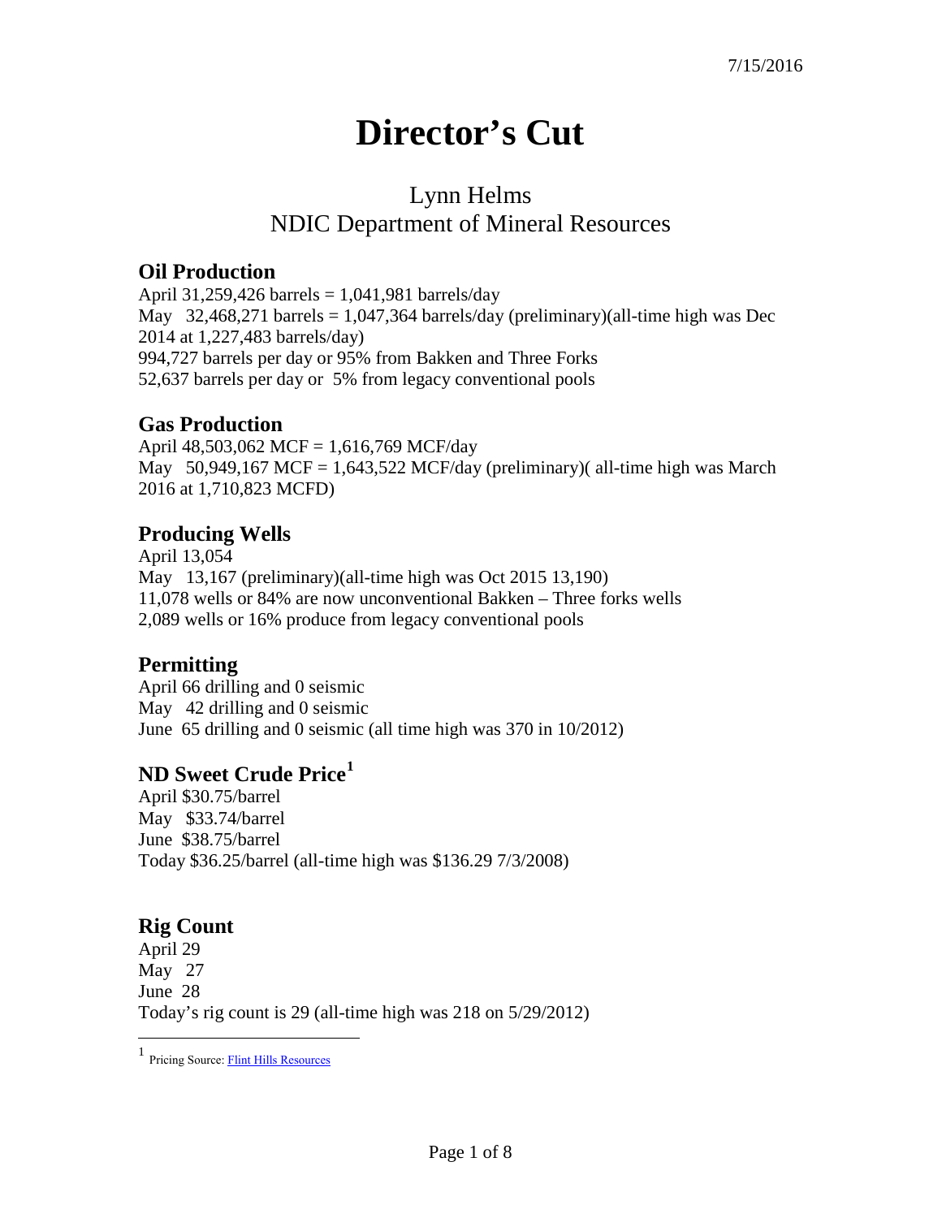7/15/2016

# Director's Cut

## Lynn Helms
## NDIC Department of Mineral Resources

### Oil Production

April 31,259,426 barrels = 1,041,981 barrels/day
May 32,468,271 barrels = 1,047,364 barrels/day (preliminary)(all-time high was Dec 2014 at 1,227,483 barrels/day)
994,727 barrels per day or 95% from Bakken and Three Forks
52,637 barrels per day or 5% from legacy conventional pools

### Gas Production

April 48,503,062 MCF = 1,616,769 MCF/day
May 50,949,167 MCF = 1,643,522 MCF/day (preliminary)( all-time high was March 2016 at 1,710,823 MCFD)

### Producing Wells

April 13,054
May 13,167 (preliminary)(all-time high was Oct 2015 13,190)
11,078 wells or 84% are now unconventional Bakken – Three forks wells
2,089 wells or 16% produce from legacy conventional pools

### Permitting

April 66 drilling and 0 seismic
May 42 drilling and 0 seismic
June 65 drilling and 0 seismic (all time high was 370 in 10/2012)

### ND Sweet Crude Price[1]

April $30.75/barrel
May $33.74/barrel
June $38.75/barrel
Today $36.25/barrel (all-time high was $136.29 7/3/2008)

### Rig Count

April 29
May 27
June 28
Today's rig count is 29 (all-time high was 218 on 5/29/2012)

[1] Pricing Source: Flint Hills Resources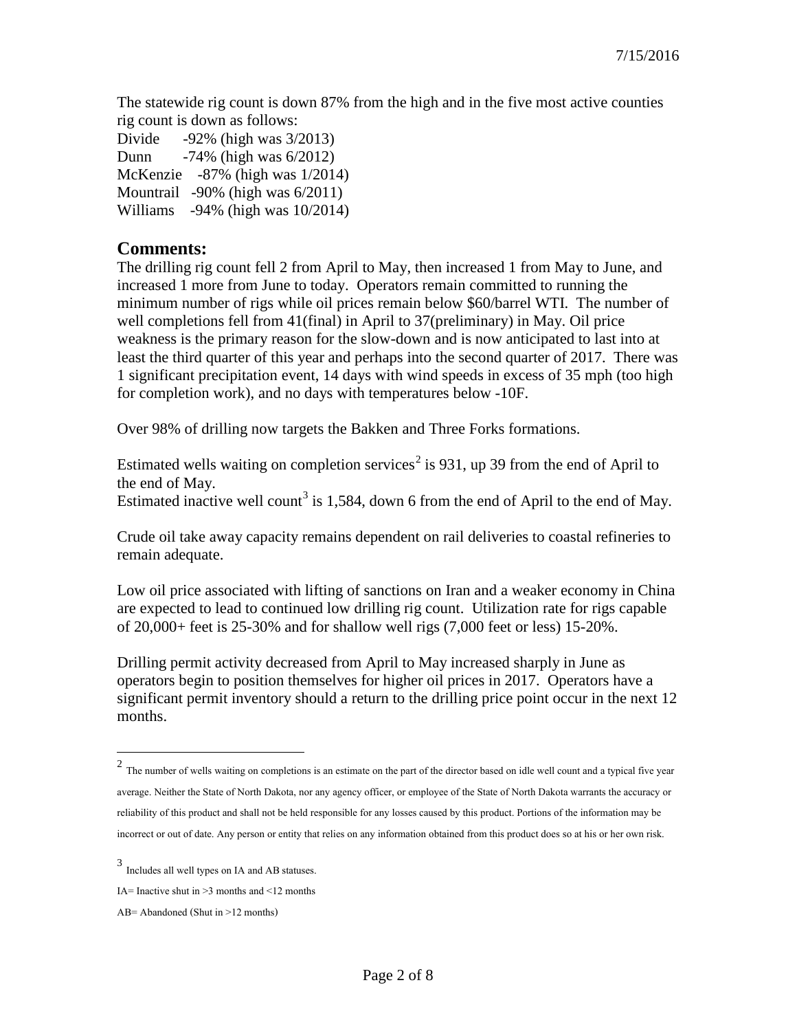7/15/2016

The statewide rig count is down 87% from the high and in the five most active counties rig count is down as follows:

Divide -92% (high was 3/2013)
Dunn -74% (high was 6/2012)
McKenzie -87% (high was 1/2014)
Mountrail -90% (high was 6/2011)
Williams -94% (high was 10/2014)

## Comments:

The drilling rig count fell 2 from April to May, then increased 1 from May to June, and increased 1 more from June to today. Operators remain committed to running the minimum number of rigs while oil prices remain below $60/barrel WTI. The number of well completions fell from 41(final) in April to 37(preliminary) in May. Oil price weakness is the primary reason for the slow-down and is now anticipated to last into at least the third quarter of this year and perhaps into the second quarter of 2017. There was 1 significant precipitation event, 14 days with wind speeds in excess of 35 mph (too high for completion work), and no days with temperatures below -10F.

Over 98% of drilling now targets the Bakken and Three Forks formations.

Estimated wells waiting on completion services[2] is 931, up 39 from the end of April to the end of May.
Estimated inactive well count[3] is 1,584, down 6 from the end of April to the end of May.

Crude oil take away capacity remains dependent on rail deliveries to coastal refineries to remain adequate.

Low oil price associated with lifting of sanctions on Iran and a weaker economy in China are expected to lead to continued low drilling rig count. Utilization rate for rigs capable of 20,000+ feet is 25-30% and for shallow well rigs (7,000 feet or less) 15-20%.

Drilling permit activity decreased from April to May increased sharply in June as operators begin to position themselves for higher oil prices in 2017. Operators have a significant permit inventory should a return to the drilling price point occur in the next 12 months.

---

[2] The number of wells waiting on completions is an estimate on the part of the director based on idle well count and a typical five year average. Neither the State of North Dakota, nor any agency officer, or employee of the State of North Dakota warrants the accuracy or reliability of this product and shall not be held responsible for any losses caused by this product. Portions of the information may be incorrect or out of date. Any person or entity that relies on any information obtained from this product does so at his or her own risk.

[3] Includes all well types on IA and AB statuses.

IA= Inactive shut in >3 months and <12 months

AB= Abandoned (Shut in >12 months)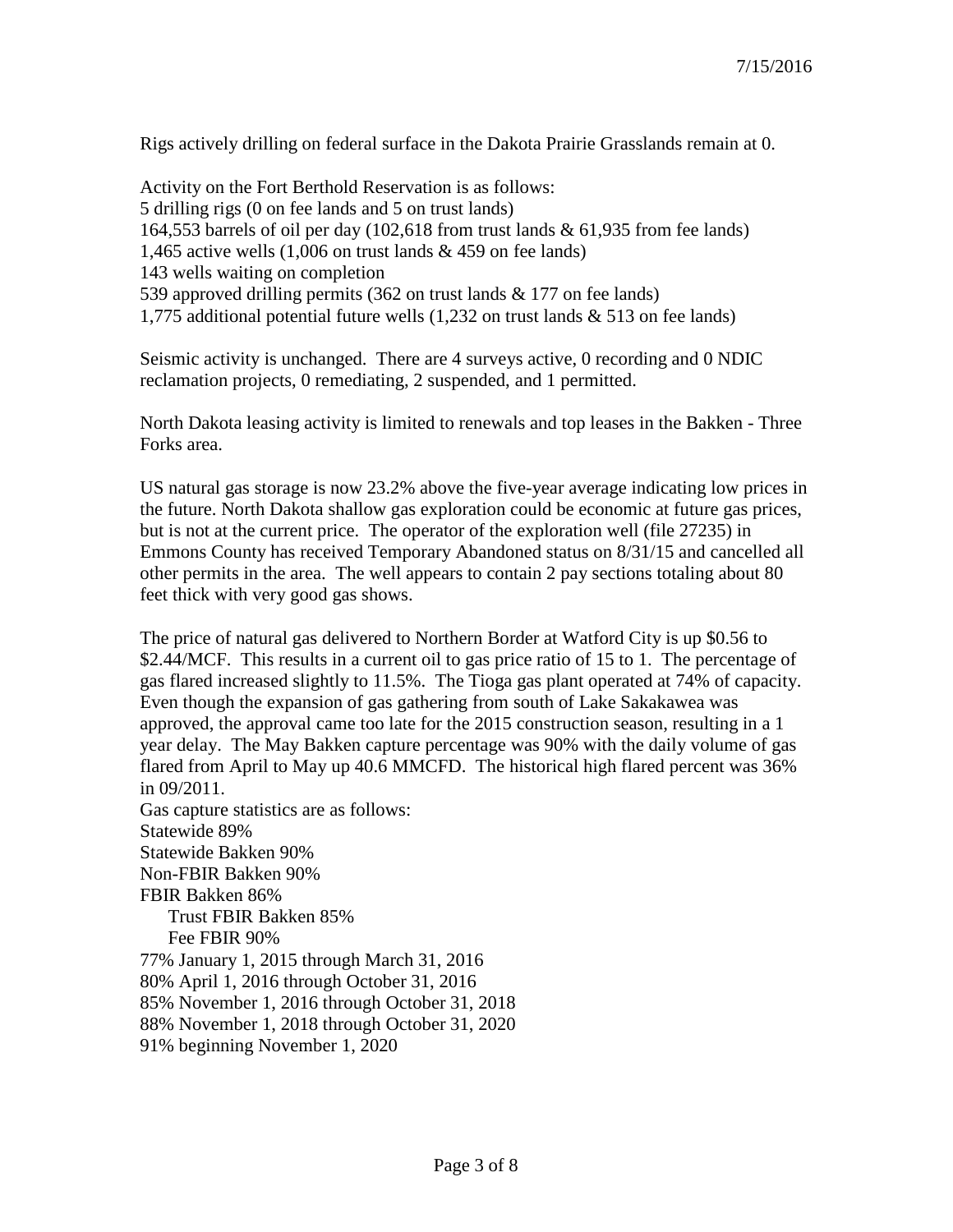Rigs actively drilling on federal surface in the Dakota Prairie Grasslands remain at 0.

Activity on the Fort Berthold Reservation is as follows:
5 drilling rigs (0 on fee lands and 5 on trust lands)
164,553 barrels of oil per day (102,618 from trust lands & 61,935 from fee lands)
1,465 active wells (1,006 on trust lands & 459 on fee lands)
143 wells waiting on completion
539 approved drilling permits (362 on trust lands & 177 on fee lands)
1,775 additional potential future wells (1,232 on trust lands & 513 on fee lands)

Seismic activity is unchanged. There are 4 surveys active, 0 recording and 0 NDIC reclamation projects, 0 remediating, 2 suspended, and 1 permitted.

North Dakota leasing activity is limited to renewals and top leases in the Bakken - Three Forks area.

US natural gas storage is now 23.2% above the five-year average indicating low prices in the future. North Dakota shallow gas exploration could be economic at future gas prices, but is not at the current price. The operator of the exploration well (file 27235) in Emmons County has received Temporary Abandoned status on 8/31/15 and cancelled all other permits in the area. The well appears to contain 2 pay sections totaling about 80 feet thick with very good gas shows.

The price of natural gas delivered to Northern Border at Watford City is up $0.56 to $2.44/MCF. This results in a current oil to gas price ratio of 15 to 1. The percentage of gas flared increased slightly to 11.5%. The Tioga gas plant operated at 74% of capacity. Even though the expansion of gas gathering from south of Lake Sakakawea was approved, the approval came too late for the 2015 construction season, resulting in a 1 year delay. The May Bakken capture percentage was 90% with the daily volume of gas flared from April to May up 40.6 MMCFD. The historical high flared percent was 36% in 09/2011.
Gas capture statistics are as follows:
Statewide 89%
Statewide Bakken 90%
Non-FBIR Bakken 90%
FBIR Bakken 86%
    Trust FBIR Bakken 85%
    Fee FBIR 90%
77% January 1, 2015 through March 31, 2016
80% April 1, 2016 through October 31, 2016
85% November 1, 2016 through October 31, 2018
88% November 1, 2018 through October 31, 2020
91% beginning November 1, 2020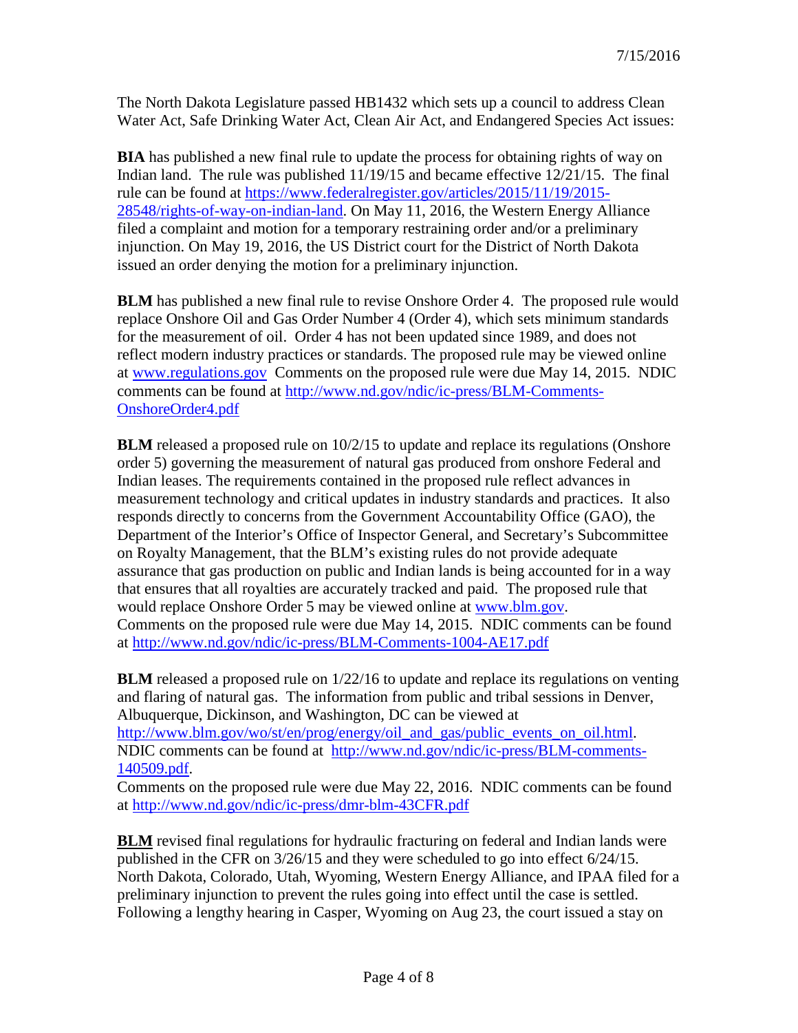The North Dakota Legislature passed HB1432 which sets up a council to address Clean Water Act, Safe Drinking Water Act, Clean Air Act, and Endangered Species Act issues:

**BIA** has published a new final rule to update the process for obtaining rights of way on Indian land. The rule was published 11/19/15 and became effective 12/21/15. The final rule can be found at https://www.federalregister.gov/articles/2015/11/19/2015-28548/rights-of-way-on-indian-land. On May 11, 2016, the Western Energy Alliance filed a complaint and motion for a temporary restraining order and/or a preliminary injunction. On May 19, 2016, the US District court for the District of North Dakota issued an order denying the motion for a preliminary injunction.

**BLM** has published a new final rule to revise Onshore Order 4. The proposed rule would replace Onshore Oil and Gas Order Number 4 (Order 4), which sets minimum standards for the measurement of oil. Order 4 has not been updated since 1989, and does not reflect modern industry practices or standards. The proposed rule may be viewed online at www.regulations.gov Comments on the proposed rule were due May 14, 2015. NDIC comments can be found at http://www.nd.gov/ndic/ic-press/BLM-Comments-OnshoreOrder4.pdf

**BLM** released a proposed rule on 10/2/15 to update and replace its regulations (Onshore order 5) governing the measurement of natural gas produced from onshore Federal and Indian leases. The requirements contained in the proposed rule reflect advances in measurement technology and critical updates in industry standards and practices. It also responds directly to concerns from the Government Accountability Office (GAO), the Department of the Interior's Office of Inspector General, and Secretary's Subcommittee on Royalty Management, that the BLM's existing rules do not provide adequate assurance that gas production on public and Indian lands is being accounted for in a way that ensures that all royalties are accurately tracked and paid. The proposed rule that would replace Onshore Order 5 may be viewed online at www.blm.gov.
Comments on the proposed rule were due May 14, 2015. NDIC comments can be found at http://www.nd.gov/ndic/ic-press/BLM-Comments-1004-AE17.pdf

**BLM** released a proposed rule on 1/22/16 to update and replace its regulations on venting and flaring of natural gas. The information from public and tribal sessions in Denver, Albuquerque, Dickinson, and Washington, DC can be viewed at http://www.blm.gov/wo/st/en/prog/energy/oil_and_gas/public_events_on_oil.html. NDIC comments can be found at http://www.nd.gov/ndic/ic-press/BLM-comments-140509.pdf.
Comments on the proposed rule were due May 22, 2016. NDIC comments can be found at http://www.nd.gov/ndic/ic-press/dmr-blm-43CFR.pdf

**BLM** revised final regulations for hydraulic fracturing on federal and Indian lands were published in the CFR on 3/26/15 and they were scheduled to go into effect 6/24/15. North Dakota, Colorado, Utah, Wyoming, Western Energy Alliance, and IPAA filed for a preliminary injunction to prevent the rules going into effect until the case is settled. Following a lengthy hearing in Casper, Wyoming on Aug 23, the court issued a stay on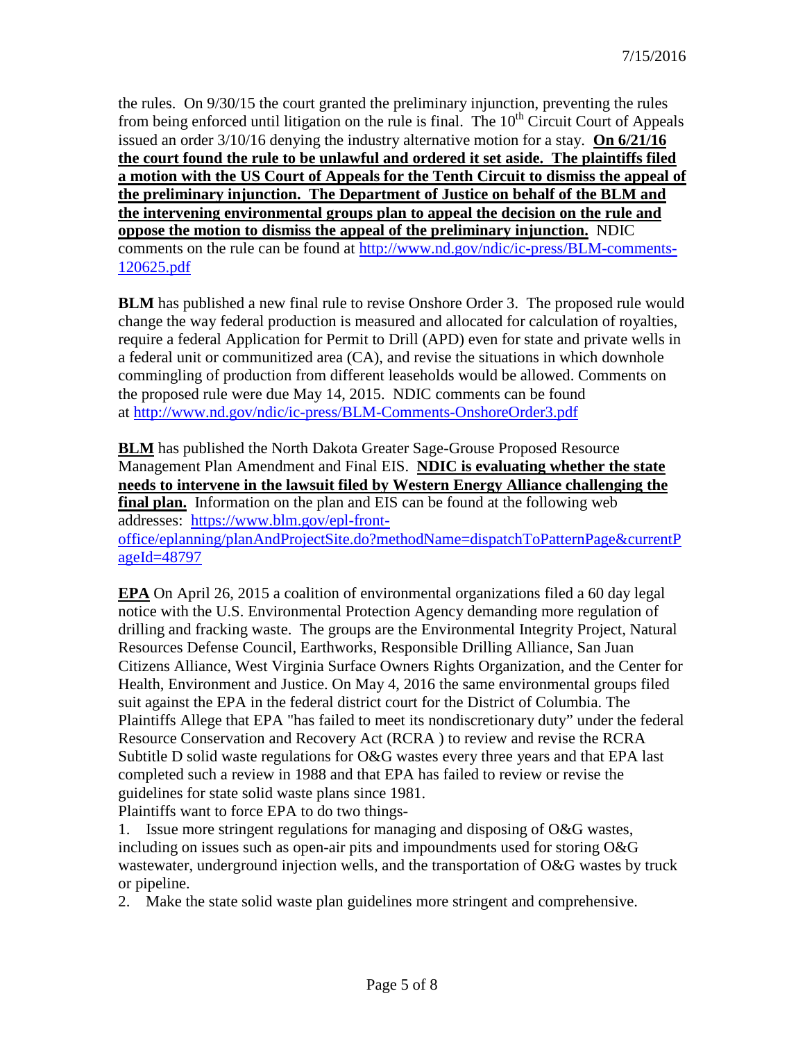the rules. On 9/30/15 the court granted the preliminary injunction, preventing the rules from being enforced until litigation on the rule is final. The 10th Circuit Court of Appeals issued an order 3/10/16 denying the industry alternative motion for a stay. **On 6/21/16 the court found the rule to be unlawful and ordered it set aside. The plaintiffs filed a motion with the US Court of Appeals for the Tenth Circuit to dismiss the appeal of the preliminary injunction. The Department of Justice on behalf of the BLM and the intervening environmental groups plan to appeal the decision on the rule and oppose the motion to dismiss the appeal of the preliminary injunction.** NDIC comments on the rule can be found at http://www.nd.gov/ndic/ic-press/BLM-comments-120625.pdf

**BLM** has published a new final rule to revise Onshore Order 3. The proposed rule would change the way federal production is measured and allocated for calculation of royalties, require a federal Application for Permit to Drill (APD) even for state and private wells in a federal unit or communitized area (CA), and revise the situations in which downhole commingling of production from different leaseholds would be allowed. Comments on the proposed rule were due May 14, 2015. NDIC comments can be found at http://www.nd.gov/ndic/ic-press/BLM-Comments-OnshoreOrder3.pdf

**BLM** has published the North Dakota Greater Sage-Grouse Proposed Resource Management Plan Amendment and Final EIS. **NDIC is evaluating whether the state needs to intervene in the lawsuit filed by Western Energy Alliance challenging the final plan.** Information on the plan and EIS can be found at the following web addresses: https://www.blm.gov/epl-front-office/eplanning/planAndProjectSite.do?methodName=dispatchToPatternPage&currentPageId=48797

**EPA** On April 26, 2015 a coalition of environmental organizations filed a 60 day legal notice with the U.S. Environmental Protection Agency demanding more regulation of drilling and fracking waste. The groups are the Environmental Integrity Project, Natural Resources Defense Council, Earthworks, Responsible Drilling Alliance, San Juan Citizens Alliance, West Virginia Surface Owners Rights Organization, and the Center for Health, Environment and Justice. On May 4, 2016 the same environmental groups filed suit against the EPA in the federal district court for the District of Columbia. The Plaintiffs Allege that EPA "has failed to meet its nondiscretionary duty" under the federal Resource Conservation and Recovery Act (RCRA ) to review and revise the RCRA Subtitle D solid waste regulations for O&G wastes every three years and that EPA last completed such a review in 1988 and that EPA has failed to review or revise the guidelines for state solid waste plans since 1981.

Plaintiffs want to force EPA to do two things-

1. Issue more stringent regulations for managing and disposing of O&G wastes, including on issues such as open-air pits and impoundments used for storing O&G wastewater, underground injection wells, and the transportation of O&G wastes by truck or pipeline.
2. Make the state solid waste plan guidelines more stringent and comprehensive.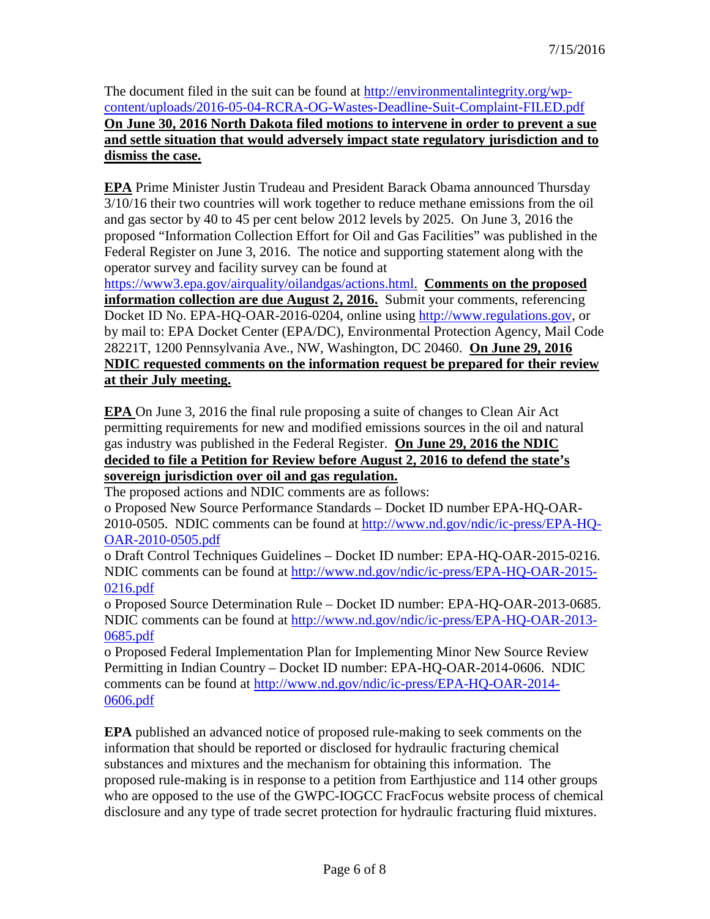The document filed in the suit can be found at http://environmentalintegrity.org/wp-content/uploads/2016-05-04-RCRA-OG-Wastes-Deadline-Suit-Complaint-FILED.pdf **On June 30, 2016 North Dakota filed motions to intervene in order to prevent a sue and settle situation that would adversely impact state regulatory jurisdiction and to dismiss the case.**

**EPA** Prime Minister Justin Trudeau and President Barack Obama announced Thursday 3/10/16 their two countries will work together to reduce methane emissions from the oil and gas sector by 40 to 45 per cent below 2012 levels by 2025. On June 3, 2016 the proposed "Information Collection Effort for Oil and Gas Facilities" was published in the Federal Register on June 3, 2016. The notice and supporting statement along with the operator survey and facility survey can be found at https://www3.epa.gov/airquality/oilandgas/actions.html. **Comments on the proposed information collection are due August 2, 2016.** Submit your comments, referencing Docket ID No. EPA-HQ-OAR-2016-0204, online using http://www.regulations.gov, or by mail to: EPA Docket Center (EPA/DC), Environmental Protection Agency, Mail Code 28221T, 1200 Pennsylvania Ave., NW, Washington, DC 20460. **On June 29, 2016 NDIC requested comments on the information request be prepared for their review at their July meeting.**

**EPA** On June 3, 2016 the final rule proposing a suite of changes to Clean Air Act permitting requirements for new and modified emissions sources in the oil and natural gas industry was published in the Federal Register. **On June 29, 2016 the NDIC decided to file a Petition for Review before August 2, 2016 to defend the state's sovereign jurisdiction over oil and gas regulation.**

The proposed actions and NDIC comments are as follows:

- Proposed New Source Performance Standards – Docket ID number EPA-HQ-OAR-2010-0505. NDIC comments can be found at http://www.nd.gov/ndic/ic-press/EPA-HQ-OAR-2010-0505.pdf
- Draft Control Techniques Guidelines – Docket ID number: EPA-HQ-OAR-2015-0216. NDIC comments can be found at http://www.nd.gov/ndic/ic-press/EPA-HQ-OAR-2015-0216.pdf
- Proposed Source Determination Rule – Docket ID number: EPA-HQ-OAR-2013-0685. NDIC comments can be found at http://www.nd.gov/ndic/ic-press/EPA-HQ-OAR-2013-0685.pdf
- Proposed Federal Implementation Plan for Implementing Minor New Source Review Permitting in Indian Country – Docket ID number: EPA-HQ-OAR-2014-0606. NDIC comments can be found at http://www.nd.gov/ndic/ic-press/EPA-HQ-OAR-2014-0606.pdf

**EPA** published an advanced notice of proposed rule-making to seek comments on the information that should be reported or disclosed for hydraulic fracturing chemical substances and mixtures and the mechanism for obtaining this information. The proposed rule-making is in response to a petition from Earthjustice and 114 other groups who are opposed to the use of the GWPC-IOGCC FracFocus website process of chemical disclosure and any type of trade secret protection for hydraulic fracturing fluid mixtures.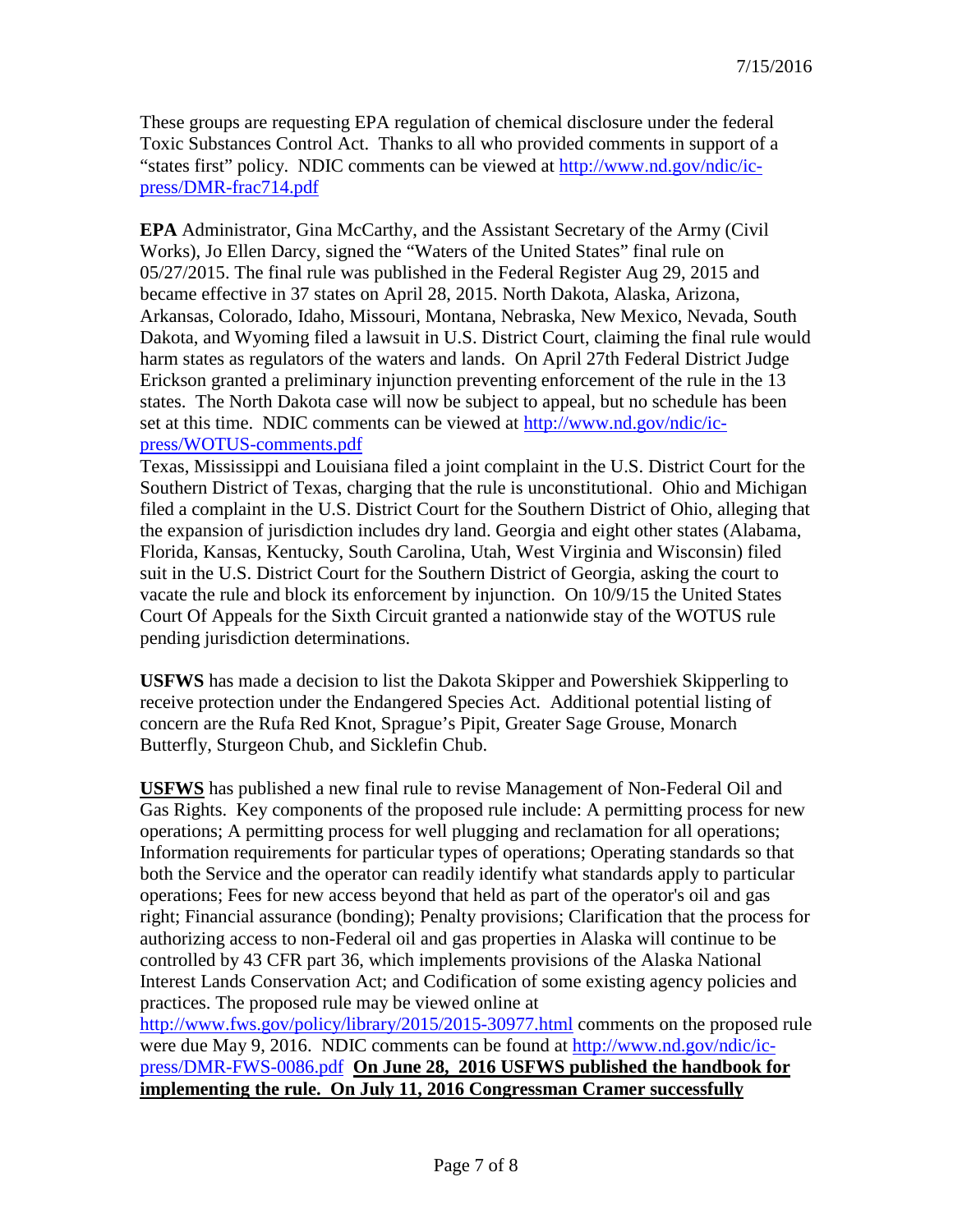These groups are requesting EPA regulation of chemical disclosure under the federal Toxic Substances Control Act. Thanks to all who provided comments in support of a "states first" policy. NDIC comments can be viewed at http://www.nd.gov/ndic/ic-press/DMR-frac714.pdf

**EPA** Administrator, Gina McCarthy, and the Assistant Secretary of the Army (Civil Works), Jo Ellen Darcy, signed the "Waters of the United States" final rule on 05/27/2015. The final rule was published in the Federal Register Aug 29, 2015 and became effective in 37 states on April 28, 2015. North Dakota, Alaska, Arizona, Arkansas, Colorado, Idaho, Missouri, Montana, Nebraska, New Mexico, Nevada, South Dakota, and Wyoming filed a lawsuit in U.S. District Court, claiming the final rule would harm states as regulators of the waters and lands. On April 27th Federal District Judge Erickson granted a preliminary injunction preventing enforcement of the rule in the 13 states. The North Dakota case will now be subject to appeal, but no schedule has been set at this time. NDIC comments can be viewed at http://www.nd.gov/ndic/ic-press/WOTUS-comments.pdf
Texas, Mississippi and Louisiana filed a joint complaint in the U.S. District Court for the Southern District of Texas, charging that the rule is unconstitutional. Ohio and Michigan filed a complaint in the U.S. District Court for the Southern District of Ohio, alleging that the expansion of jurisdiction includes dry land. Georgia and eight other states (Alabama, Florida, Kansas, Kentucky, South Carolina, Utah, West Virginia and Wisconsin) filed suit in the U.S. District Court for the Southern District of Georgia, asking the court to vacate the rule and block its enforcement by injunction. On 10/9/15 the United States Court Of Appeals for the Sixth Circuit granted a nationwide stay of the WOTUS rule pending jurisdiction determinations.

**USFWS** has made a decision to list the Dakota Skipper and Powershiek Skipperling to receive protection under the Endangered Species Act. Additional potential listing of concern are the Rufa Red Knot, Sprague's Pipit, Greater Sage Grouse, Monarch Butterfly, Sturgeon Chub, and Sicklefin Chub.

**USFWS** has published a new final rule to revise Management of Non-Federal Oil and Gas Rights. Key components of the proposed rule include: A permitting process for new operations; A permitting process for well plugging and reclamation for all operations; Information requirements for particular types of operations; Operating standards so that both the Service and the operator can readily identify what standards apply to particular operations; Fees for new access beyond that held as part of the operator's oil and gas right; Financial assurance (bonding); Penalty provisions; Clarification that the process for authorizing access to non-Federal oil and gas properties in Alaska will continue to be controlled by 43 CFR part 36, which implements provisions of the Alaska National Interest Lands Conservation Act; and Codification of some existing agency policies and practices. The proposed rule may be viewed online at http://www.fws.gov/policy/library/2015/2015-30977.html comments on the proposed rule were due May 9, 2016. NDIC comments can be found at http://www.nd.gov/ndic/ic-press/DMR-FWS-0086.pdf **On June 28, 2016 USFWS published the handbook for implementing the rule. On July 11, 2016 Congressman Cramer successfully**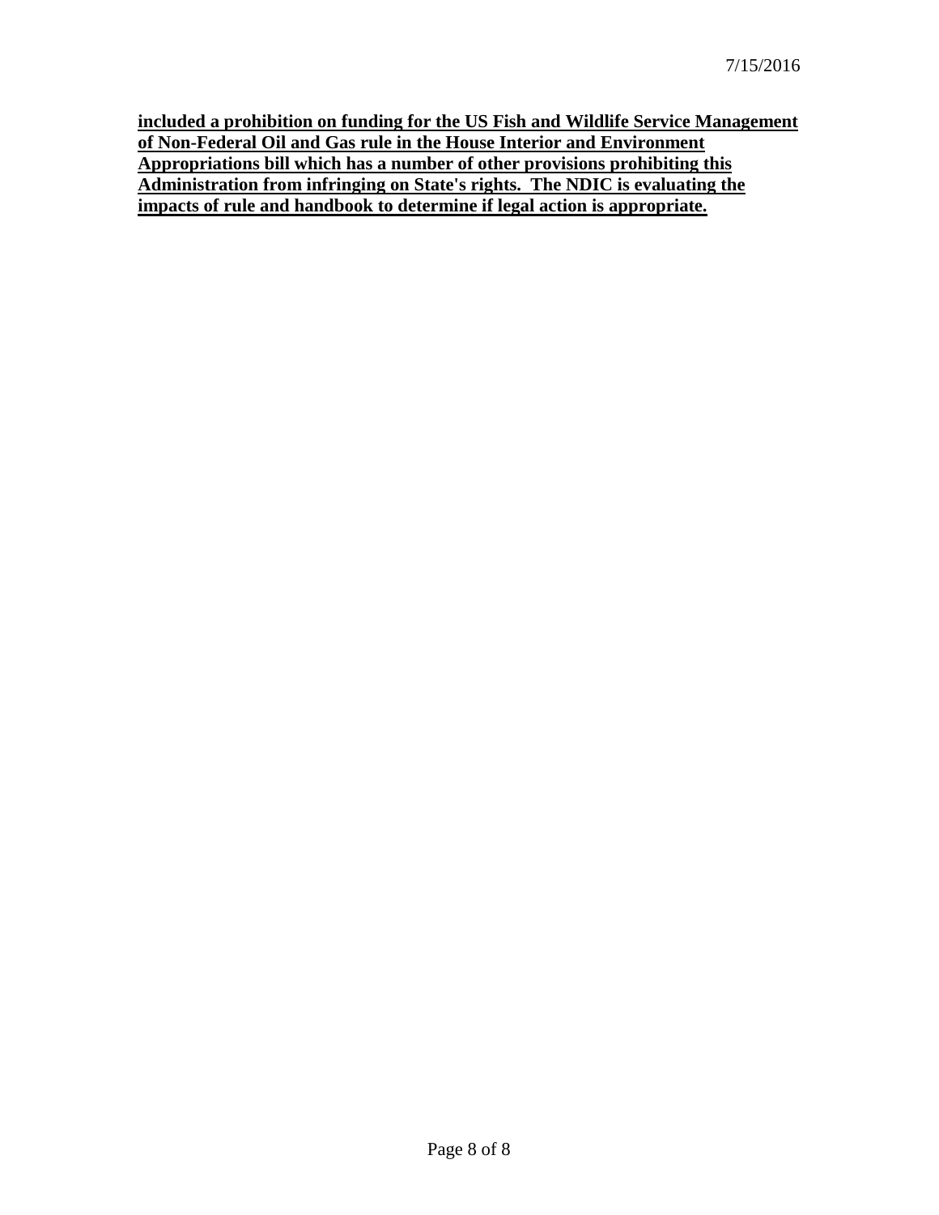**included a prohibition on funding for the US Fish and Wildlife Service Management of Non-Federal Oil and Gas rule in the House Interior and Environment Appropriations bill which has a number of other provisions prohibiting this Administration from infringing on State's rights. The NDIC is evaluating the impacts of rule and handbook to determine if legal action is appropriate.**